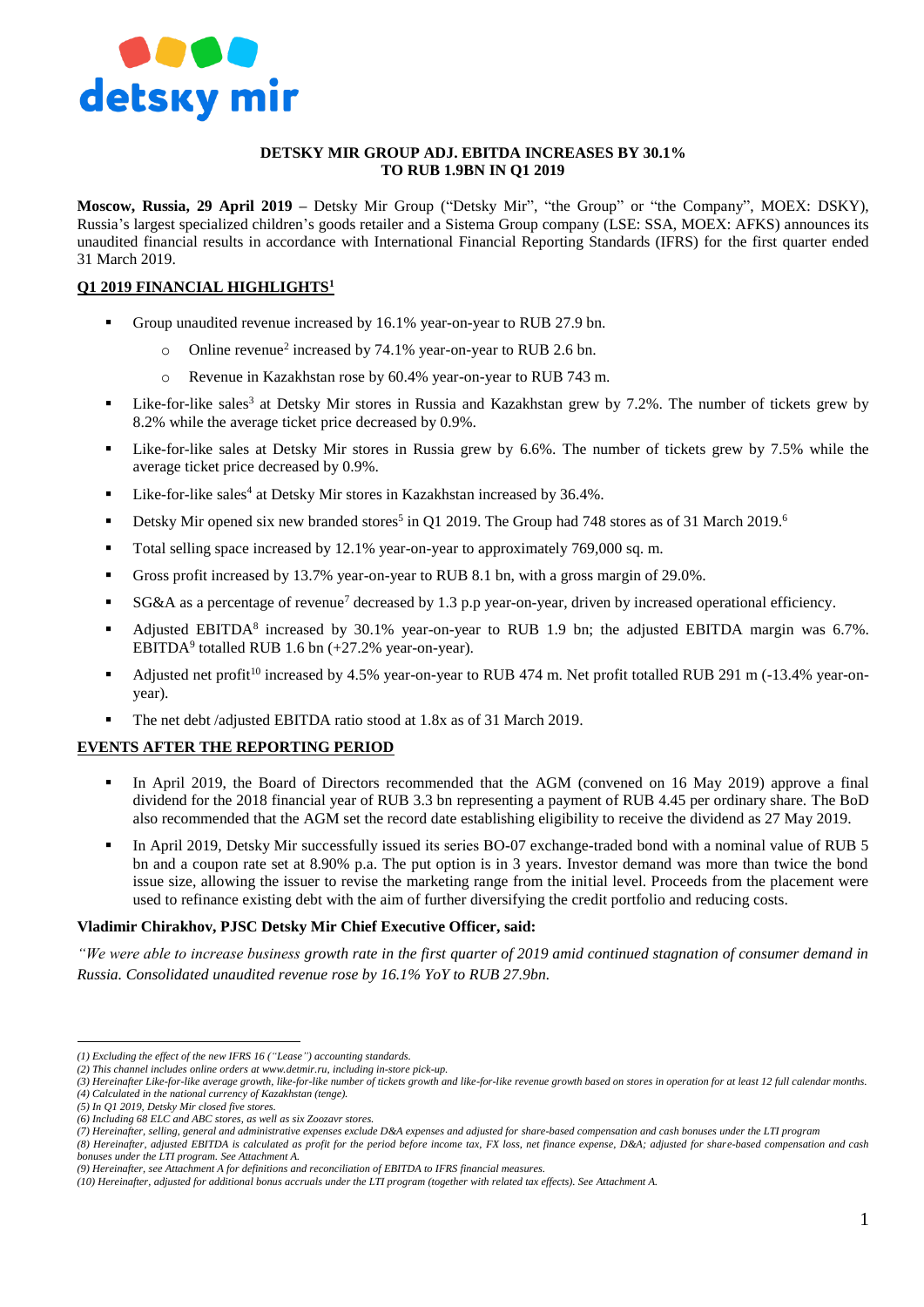# DETSKY MIR GROUP ADJ. EBITDA INCREASES BY 30.1% TO RUB 1.9BN IN Q1 2019

**Moscow, Russia, 29 April 2019 –** Detsky Mir Group ("Detsky Mir", "the Group" or "the Company", MOEX: DSKY), Russia's largest specialized children's goods retailer and a Sistema Group company (LSE: SSA, MOEX: AFKS) announces its unaudited financial results in accordance with International Financial Reporting Standards (IFRS) for the first quarter ended 31 March 2019.

## Q1 2019 FINANCIAL HIGHLIGHTS[1]

- Group unaudited revenue increased by 16.1% year-on-year to RUB 27.9 bn.
    - Online revenue[2] increased by 74.1% year-on-year to RUB 2.6 bn.
    - Revenue in Kazakhstan rose by 60.4% year-on-year to RUB 743 m.
- Like-for-like sales[3] at Detsky Mir stores in Russia and Kazakhstan grew by 7.2%. The number of tickets grew by 8.2% while the average ticket price decreased by 0.9%.
- Like-for-like sales at Detsky Mir stores in Russia grew by 6.6%. The number of tickets grew by 7.5% while the average ticket price decreased by 0.9%.
- Like-for-like sales[4] at Detsky Mir stores in Kazakhstan increased by 36.4%.
- Detsky Mir opened six new branded stores[5] in Q1 2019. The Group had 748 stores as of 31 March 2019.[6]
- Total selling space increased by 12.1% year-on-year to approximately 769,000 sq. m.
- Gross profit increased by 13.7% year-on-year to RUB 8.1 bn, with a gross margin of 29.0%.
- SG&A as a percentage of revenue[7] decreased by 1.3 p.p year-on-year, driven by increased operational efficiency.
- Adjusted EBITDA[8] increased by 30.1% year-on-year to RUB 1.9 bn; the adjusted EBITDA margin was 6.7%. EBITDA[9] totalled RUB 1.6 bn (+27.2% year-on-year).
- Adjusted net profit[10] increased by 4.5% year-on-year to RUB 474 m. Net profit totalled RUB 291 m (-13.4% year-on-year).
- The net debt /adjusted EBITDA ratio stood at 1.8x as of 31 March 2019.

## EVENTS AFTER THE REPORTING PERIOD

- In April 2019, the Board of Directors recommended that the AGM (convened on 16 May 2019) approve a final dividend for the 2018 financial year of RUB 3.3 bn representing a payment of RUB 4.45 per ordinary share. The BoD also recommended that the AGM set the record date establishing eligibility to receive the dividend as 27 May 2019.
- In April 2019, Detsky Mir successfully issued its series BO-07 exchange-traded bond with a nominal value of RUB 5 bn and a coupon rate set at 8.90% p.a. The put option is in 3 years. Investor demand was more than twice the bond issue size, allowing the issuer to revise the marketing range from the initial level. Proceeds from the placement were used to refinance existing debt with the aim of further diversifying the credit portfolio and reducing costs.

### Vladimir Chirakhov, PJSC Detsky Mir Chief Executive Officer, said:

*"We were able to increase business growth rate in the first quarter of 2019 amid continued stagnation of consumer demand in Russia. Consolidated unaudited revenue rose by 16.1% YoY to RUB 27.9bn.*

---

*(1) Excluding the effect of the new IFRS 16 ("Lease") accounting standards.*
*(2) This channel includes online orders at www.detmir.ru, including in-store pick-up.*
*(3) Hereinafter Like-for-like average growth, like-for-like number of tickets growth and like-for-like revenue growth based on stores in operation for at least 12 full calendar months.*
*(4) Calculated in the national currency of Kazakhstan (tenge).*
*(5) In Q1 2019, Detsky Mir closed five stores.*
*(6) Including 68 ELC and ABC stores, as well as six Zoozavr stores.*
*(7) Hereinafter, selling, general and administrative expenses exclude D&A expenses and adjusted for share-based compensation and cash bonuses under the LTI program*
*(8) Hereinafter, adjusted EBITDA is calculated as profit for the period before income tax, FX loss, net finance expense, D&A; adjusted for share-based compensation and cash bonuses under the LTI program. See Attachment A.*
*(9) Hereinafter, see Attachment A for definitions and reconciliation of EBITDA to IFRS financial measures.*
*(10) Hereinafter, adjusted for additional bonus accruals under the LTI program (together with related tax effects). See Attachment A.*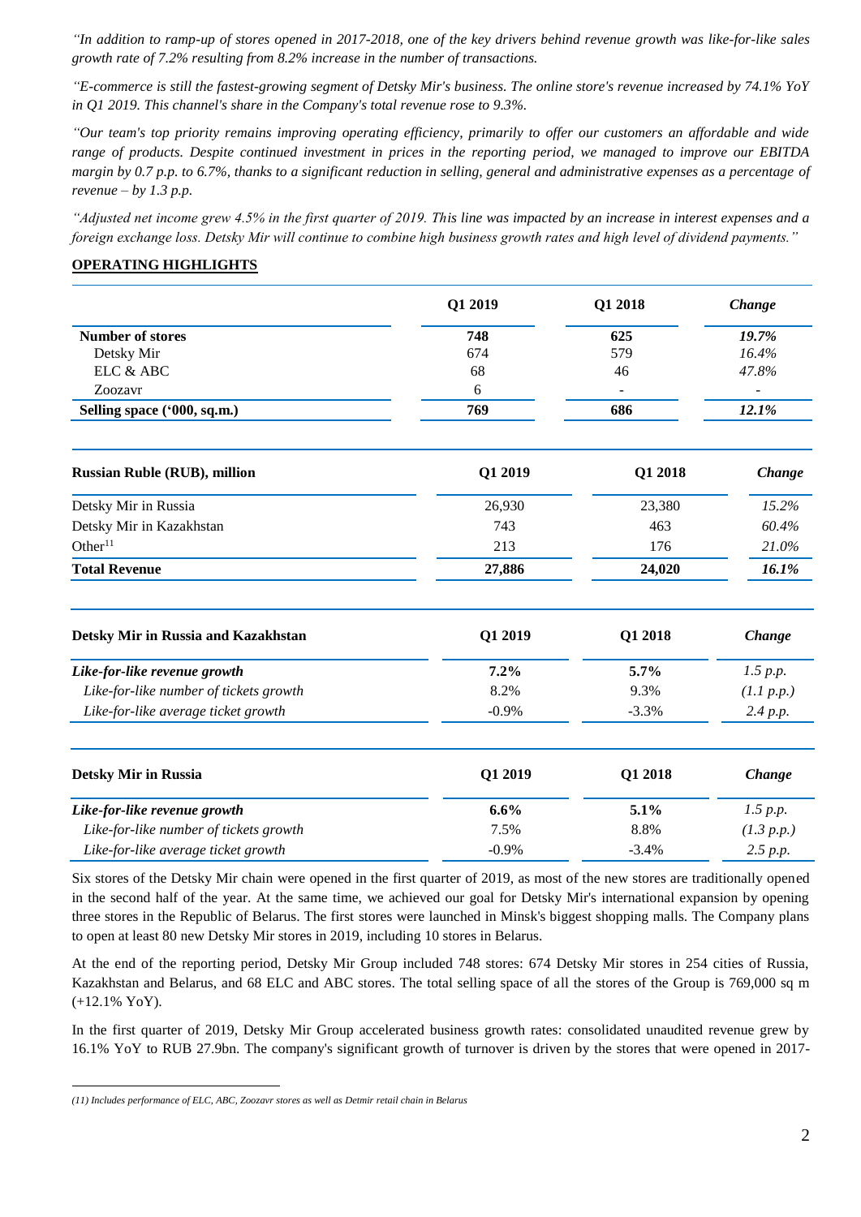*"In addition to ramp-up of stores opened in 2017-2018, one of the key drivers behind revenue growth was like-for-like sales growth rate of 7.2% resulting from 8.2% increase in the number of transactions.*

*"E-commerce is still the fastest-growing segment of Detsky Mir's business. The online store's revenue increased by 74.1% YoY in Q1 2019. This channel's share in the Company's total revenue rose to 9.3%.*

*"Our team's top priority remains improving operating efficiency, primarily to offer our customers an affordable and wide range of products. Despite continued investment in prices in the reporting period, we managed to improve our EBITDA margin by 0.7 p.p. to 6.7%, thanks to a significant reduction in selling, general and administrative expenses as a percentage of revenue – by 1.3 p.p.*

*"Adjusted net income grew 4.5% in the first quarter of 2019. This line was impacted by an increase in interest expenses and a foreign exchange loss. Detsky Mir will continue to combine high business growth rates and high level of dividend payments."*

## OPERATING HIGHLIGHTS

| | Q1 2019 | Q1 2018 | *Change* |
|---|---|---|---|
| **Number of stores** | **748** | **625** | ***19.7%*** |
| Detsky Mir | 674 | 579 | *16.4%* |
| ELC & ABC | 68 | 46 | *47.8%* |
| Zoozavr | 6 | - | - |
| **Selling space ('000, sq.m.)** | **769** | **686** | ***12.1%*** |

| Russian Ruble (RUB), million | Q1 2019 | Q1 2018 | *Change* |
|---|---|---|---|
| Detsky Mir in Russia | 26,930 | 23,380 | *15.2%* |
| Detsky Mir in Kazakhstan | 743 | 463 | *60.4%* |
| Other[11] | 213 | 176 | *21.0%* |
| **Total Revenue** | **27,886** | **24,020** | ***16.1%*** |

| Detsky Mir in Russia and Kazakhstan | Q1 2019 | Q1 2018 | *Change* |
|---|---|---|---|
| ***Like-for-like revenue growth*** | **7.2%** | **5.7%** | *1.5 p.p.* |
| *Like-for-like number of tickets growth* | 8.2% | 9.3% | *(1.1 p.p.)* |
| *Like-for-like average ticket growth* | -0.9% | -3.3% | *2.4 p.p.* |

| Detsky Mir in Russia | Q1 2019 | Q1 2018 | *Change* |
|---|---|---|---|
| ***Like-for-like revenue growth*** | **6.6%** | **5.1%** | *1.5 p.p.* |
| *Like-for-like number of tickets growth* | 7.5% | 8.8% | *(1.3 p.p.)* |
| *Like-for-like average ticket growth* | -0.9% | -3.4% | *2.5 p.p.* |

Six stores of the Detsky Mir chain were opened in the first quarter of 2019, as most of the new stores are traditionally opened in the second half of the year. At the same time, we achieved our goal for Detsky Mir's international expansion by opening three stores in the Republic of Belarus. The first stores were launched in Minsk's biggest shopping malls. The Company plans to open at least 80 new Detsky Mir stores in 2019, including 10 stores in Belarus.

At the end of the reporting period, Detsky Mir Group included 748 stores: 674 Detsky Mir stores in 254 cities of Russia, Kazakhstan and Belarus, and 68 ELC and ABC stores. The total selling space of all the stores of the Group is 769,000 sq m (+12.1% YoY).

In the first quarter of 2019, Detsky Mir Group accelerated business growth rates: consolidated unaudited revenue grew by 16.1% YoY to RUB 27.9bn. The company's significant growth of turnover is driven by the stores that were opened in 2017-

*(11) Includes performance of ELC, ABC, Zoozavr stores as well as Detmir retail chain in Belarus*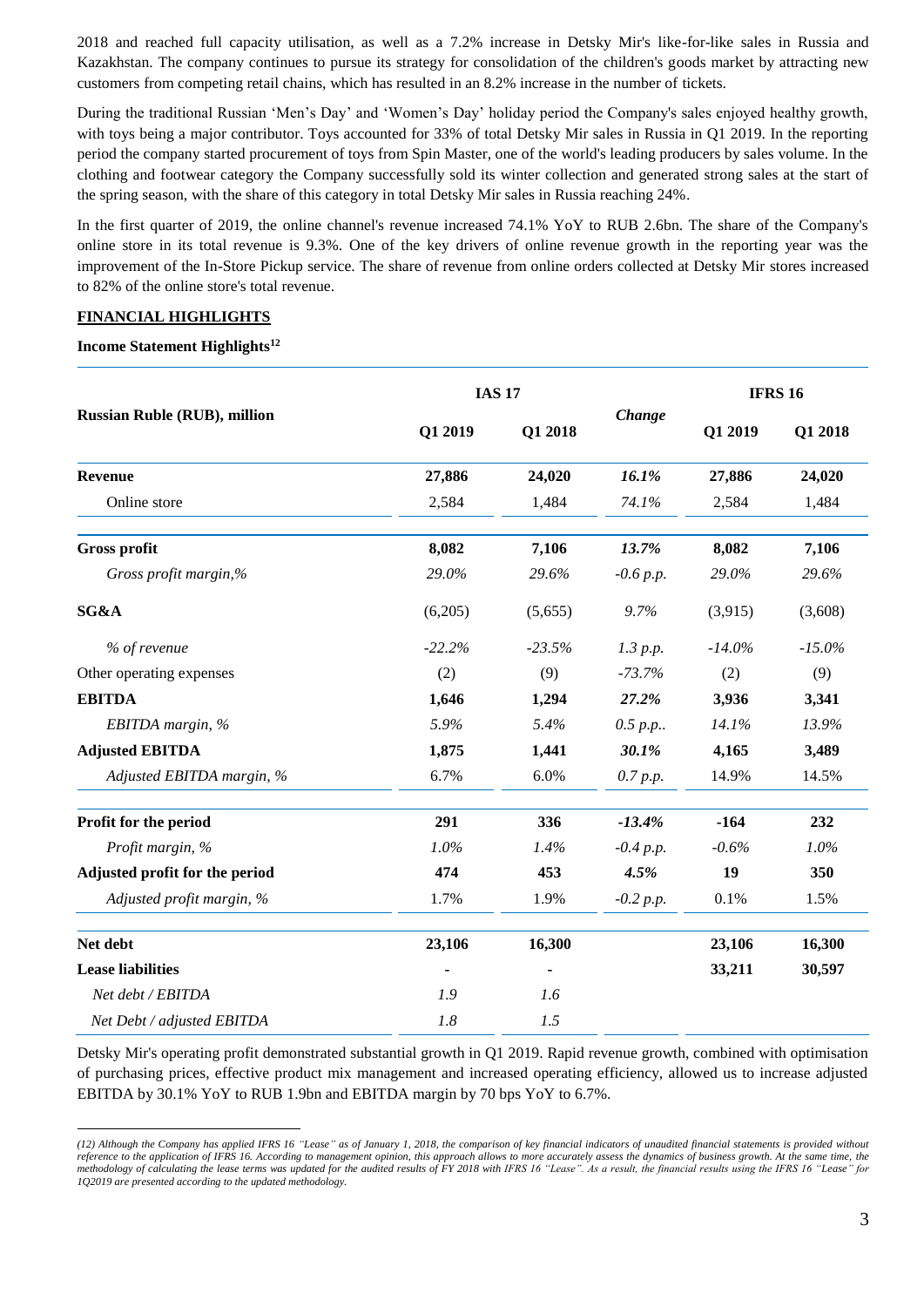2018 and reached full capacity utilisation, as well as a 7.2% increase in Detsky Mir's like-for-like sales in Russia and Kazakhstan. The company continues to pursue its strategy for consolidation of the children's goods market by attracting new customers from competing retail chains, which has resulted in an 8.2% increase in the number of tickets.

During the traditional Russian 'Men's Day' and 'Women's Day' holiday period the Company's sales enjoyed healthy growth, with toys being a major contributor. Toys accounted for 33% of total Detsky Mir sales in Russia in Q1 2019. In the reporting period the company started procurement of toys from Spin Master, one of the world's leading producers by sales volume. In the clothing and footwear category the Company successfully sold its winter collection and generated strong sales at the start of the spring season, with the share of this category in total Detsky Mir sales in Russia reaching 24%.

In the first quarter of 2019, the online channel's revenue increased 74.1% YoY to RUB 2.6bn. The share of the Company's online store in its total revenue is 9.3%. One of the key drivers of online revenue growth in the reporting year was the improvement of the In-Store Pickup service. The share of revenue from online orders collected at Detsky Mir stores increased to 82% of the online store's total revenue.

## FINANCIAL HIGHLIGHTS

### Income Statement Highlights[12]

| Russian Ruble (RUB), million | IAS 17 | | *Change* | IFRS 16 | |
|---|---|---|---|---|---|
| | Q1 2019 | Q1 2018 | | Q1 2019 | Q1 2018 |
| **Revenue** | **27,886** | **24,020** | *16.1%* | **27,886** | **24,020** |
| Online store | 2,584 | 1,484 | *74.1%* | 2,584 | 1,484 |
| **Gross profit** | **8,082** | **7,106** | ***13.7%*** | **8,082** | **7,106** |
| *Gross profit margin,%* | *29.0%* | *29.6%* | *-0.6 p.p.* | *29.0%* | *29.6%* |
| **SG&A** | (6,205) | (5,655) | *9.7%* | (3,915) | (3,608) |
| *% of revenue* | *-22.2%* | *-23.5%* | *1.3 p.p.* | *-14.0%* | *-15.0%* |
| Other operating expenses | (2) | (9) | *-73.7%* | (2) | (9) |
| **EBITDA** | **1,646** | **1,294** | ***27.2%*** | **3,936** | **3,341** |
| *EBITDA margin, %* | *5.9%* | *5.4%* | *0.5 p.p..* | *14.1%* | *13.9%* |
| **Adjusted EBITDA** | **1,875** | **1,441** | ***30.1%*** | **4,165** | **3,489** |
| *Adjusted EBITDA margin, %* | 6.7% | 6.0% | *0.7 p.p.* | 14.9% | 14.5% |
| **Profit for the period** | **291** | **336** | ***-13.4%*** | **-164** | **232** |
| *Profit margin, %* | *1.0%* | *1.4%* | *-0.4 p.p.* | *-0.6%* | *1.0%* |
| **Adjusted profit for the period** | **474** | **453** | ***4.5%*** | **19** | **350** |
| *Adjusted profit margin, %* | 1.7% | 1.9% | *-0.2 p.p.* | 0.1% | 1.5% |
| **Net debt** | **23,106** | **16,300** | | **23,106** | **16,300** |
| **Lease liabilities** | **-** | **-** | | **33,211** | **30,597** |
| *Net debt / EBITDA* | *1.9* | *1.6* | | | |
| *Net Debt / adjusted EBITDA* | *1.8* | *1.5* | | | |

Detsky Mir's operating profit demonstrated substantial growth in Q1 2019. Rapid revenue growth, combined with optimisation of purchasing prices, effective product mix management and increased operating efficiency, allowed us to increase adjusted EBITDA by 30.1% YoY to RUB 1.9bn and EBITDA margin by 70 bps YoY to 6.7%.

*(12) Although the Company has applied IFRS 16 "Lease" as of January 1, 2018, the comparison of key financial indicators of unaudited financial statements is provided without reference to the application of IFRS 16. According to management opinion, this approach allows to more accurately assess the dynamics of business growth. At the same time, the methodology of calculating the lease terms was updated for the audited results of FY 2018 with IFRS 16 "Lease". As a result, the financial results using the IFRS 16 "Lease" for 1Q2019 are presented according to the updated methodology.*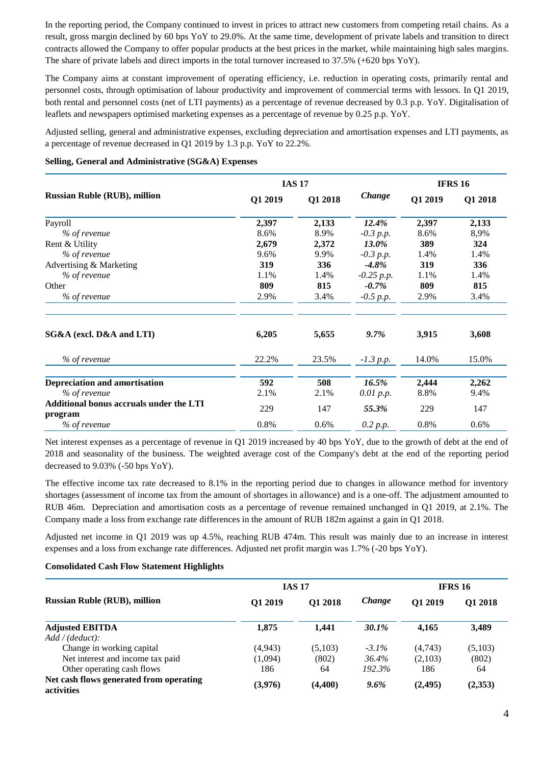In the reporting period, the Company continued to invest in prices to attract new customers from competing retail chains. As a result, gross margin declined by 60 bps YoY to 29.0%. At the same time, development of private labels and transition to direct contracts allowed the Company to offer popular products at the best prices in the market, while maintaining high sales margins. The share of private labels and direct imports in the total turnover increased to 37.5% (+620 bps YoY).

The Company aims at constant improvement of operating efficiency, i.e. reduction in operating costs, primarily rental and personnel costs, through optimisation of labour productivity and improvement of commercial terms with lessors. In Q1 2019, both rental and personnel costs (net of LTI payments) as a percentage of revenue decreased by 0.3 p.p. YoY. Digitalisation of leaflets and newspapers optimised marketing expenses as a percentage of revenue by 0.25 p.p. YoY.

Adjusted selling, general and administrative expenses, excluding depreciation and amortisation expenses and LTI payments, as a percentage of revenue decreased in Q1 2019 by 1.3 p.p. YoY to 22.2%.

**Selling, General and Administrative (SG&A) Expenses**

| Russian Ruble (RUB), million | IAS 17 | | | IFRS 16 | |
|---|---|---|---|---|---|
| | Q1 2019 | Q1 2018 | *Change* | Q1 2019 | Q1 2018 |
| Payroll | **2,397** | **2,133** | ***12.4%*** | **2,397** | **2,133** |
| *% of revenue* | 8.6% | 8.9% | *-0.3 p.p.* | 8.6% | 8,9% |
| Rent & Utility | **2,679** | **2,372** | ***13.0%*** | **389** | **324** |
| *% of revenue* | 9.6% | 9.9% | *-0.3 p.p.* | 1.4% | 1.4% |
| Advertising & Marketing | **319** | **336** | ***-4.8%*** | **319** | **336** |
| *% of revenue* | 1.1% | 1.4% | *-0.25 p.p.* | 1.1% | 1.4% |
| Other | **809** | **815** | ***-0.7%*** | **809** | **815** |
| *% of revenue* | 2.9% | 3.4% | *-0.5 p.p.* | 2.9% | 3.4% |
| **SG&A (excl. D&A and LTI)** | **6,205** | **5,655** | ***9.7%*** | **3,915** | **3,608** |
| *% of revenue* | 22.2% | 23.5% | *-1.3 p.p.* | 14.0% | 15.0% |
| **Depreciation and amortisation** | **592** | **508** | ***16.5%*** | **2,444** | **2,262** |
| *% of revenue* | 2.1% | 2.1% | *0.01 p.p.* | 8.8% | 9.4% |
| **Additional bonus accruals under the LTI program** | 229 | 147 | ***55.3%*** | 229 | 147 |
| *% of revenue* | 0.8% | 0.6% | *0.2 p.p.* | 0.8% | 0.6% |

Net interest expenses as a percentage of revenue in Q1 2019 increased by 40 bps YoY, due to the growth of debt at the end of 2018 and seasonality of the business. The weighted average cost of the Company's debt at the end of the reporting period decreased to 9.03% (-50 bps YoY).

The effective income tax rate decreased to 8.1% in the reporting period due to changes in allowance method for inventory shortages (assessment of income tax from the amount of shortages in allowance) and is a one-off. The adjustment amounted to RUB 46m. Depreciation and amortisation costs as a percentage of revenue remained unchanged in Q1 2019, at 2.1%. The Company made a loss from exchange rate differences in the amount of RUB 182m against a gain in Q1 2018.

Adjusted net income in Q1 2019 was up 4.5%, reaching RUB 474m. This result was mainly due to an increase in interest expenses and a loss from exchange rate differences. Adjusted net profit margin was 1.7% (-20 bps YoY).

**Consolidated Cash Flow Statement Highlights**

| Russian Ruble (RUB), million | IAS 17 | | | IFRS 16 | |
|---|---|---|---|---|---|
| | Q1 2019 | Q1 2018 | *Change* | Q1 2019 | Q1 2018 |
| **Adjusted EBITDA** | **1,875** | **1,441** | ***30.1%*** | **4,165** | **3,489** |
| *Add / (deduct):* | | | | | |
| Change in working capital | (4,943) | (5,103) | *-3.1%* | (4,743) | (5,103) |
| Net interest and income tax paid | (1,094) | (802) | *36.4%* | (2,103) | (802) |
| Other operating cash flows | 186 | 64 | *192.3%* | 186 | 64 |
| **Net cash flows generated from operating activities** | **(3,976)** | **(4,400)** | ***9.6%*** | **(2,495)** | **(2,353)** |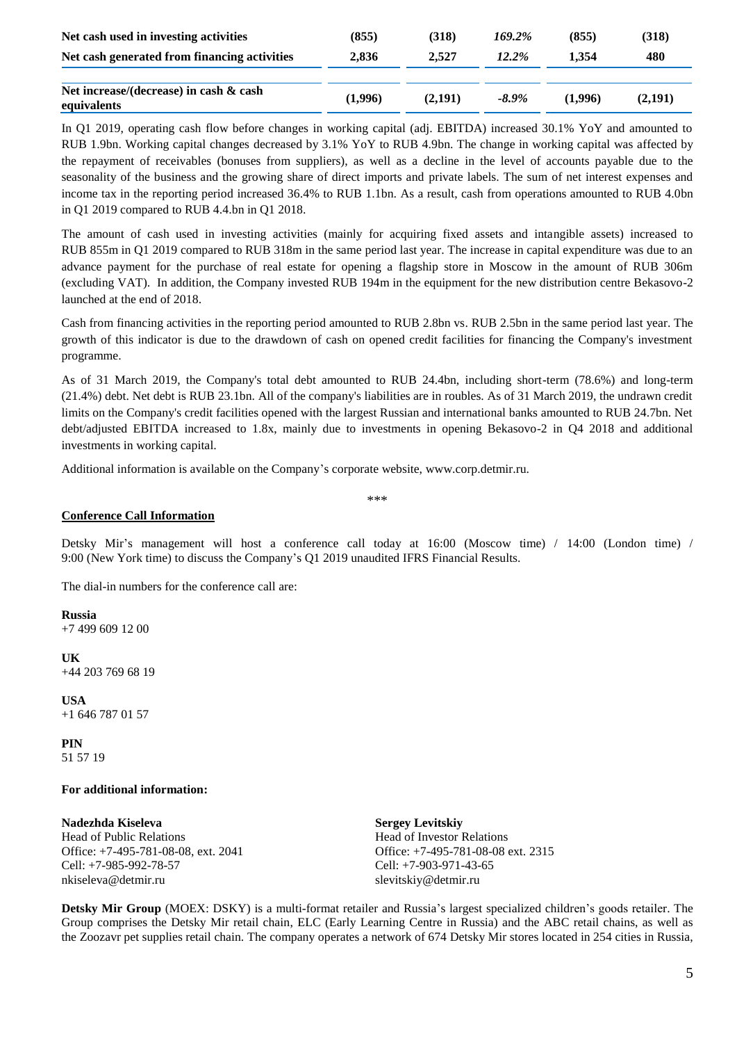| | | | | | |
|---|---|---|---|---|---|
| **Net cash used in investing activities** | **(855)** | **(318)** | ***169.2%*** | **(855)** | **(318)** |
| **Net cash generated from financing activities** | **2,836** | **2,527** | ***12.2%*** | **1,354** | **480** |
| **Net increase/(decrease) in cash & cash equivalents** | **(1,996)** | **(2,191)** | ***-8.9%*** | **(1,996)** | **(2,191)** |

In Q1 2019, operating cash flow before changes in working capital (adj. EBITDA) increased 30.1% YoY and amounted to RUB 1.9bn. Working capital changes decreased by 3.1% YoY to RUB 4.9bn. The change in working capital was affected by the repayment of receivables (bonuses from suppliers), as well as a decline in the level of accounts payable due to the seasonality of the business and the growing share of direct imports and private labels. The sum of net interest expenses and income tax in the reporting period increased 36.4% to RUB 1.1bn. As a result, cash from operations amounted to RUB 4.0bn in Q1 2019 compared to RUB 4.4.bn in Q1 2018.

The amount of cash used in investing activities (mainly for acquiring fixed assets and intangible assets) increased to RUB 855m in Q1 2019 compared to RUB 318m in the same period last year. The increase in capital expenditure was due to an advance payment for the purchase of real estate for opening a flagship store in Moscow in the amount of RUB 306m (excluding VAT). In addition, the Company invested RUB 194m in the equipment for the new distribution centre Bekasovo-2 launched at the end of 2018.

Cash from financing activities in the reporting period amounted to RUB 2.8bn vs. RUB 2.5bn in the same period last year. The growth of this indicator is due to the drawdown of cash on opened credit facilities for financing the Company's investment programme.

As of 31 March 2019, the Company's total debt amounted to RUB 24.4bn, including short-term (78.6%) and long-term (21.4%) debt. Net debt is RUB 23.1bn. All of the company's liabilities are in roubles. As of 31 March 2019, the undrawn credit limits on the Company's credit facilities opened with the largest Russian and international banks amounted to RUB 24.7bn. Net debt/adjusted EBITDA increased to 1.8x, mainly due to investments in opening Bekasovo-2 in Q4 2018 and additional investments in working capital.

Additional information is available on the Company's corporate website, www.corp.detmir.ru.

\*\*\*

**Conference Call Information**

Detsky Mir's management will host a conference call today at 16:00 (Moscow time) / 14:00 (London time) / 9:00 (New York time) to discuss the Company's Q1 2019 unaudited IFRS Financial Results.

The dial-in numbers for the conference call are:

**Russia**
+7 499 609 12 00

**UK**
+44 203 769 68 19

**USA**
+1 646 787 01 57

**PIN**
51 57 19

**For additional information:**

**Nadezhda Kiseleva**
Head of Public Relations
Office: +7-495-781-08-08, ext. 2041
Cell: +7-985-992-78-57
nkiseleva@detmir.ru

**Sergey Levitskiy**
Head of Investor Relations
Office: +7-495-781-08-08 ext. 2315
Cell: +7-903-971-43-65
slevitskiy@detmir.ru

**Detsky Mir Group** (MOEX: DSKY) is a multi-format retailer and Russia's largest specialized children's goods retailer. The Group comprises the Detsky Mir retail chain, ELC (Early Learning Centre in Russia) and the ABC retail chains, as well as the Zoozavr pet supplies retail chain. The company operates a network of 674 Detsky Mir stores located in 254 cities in Russia,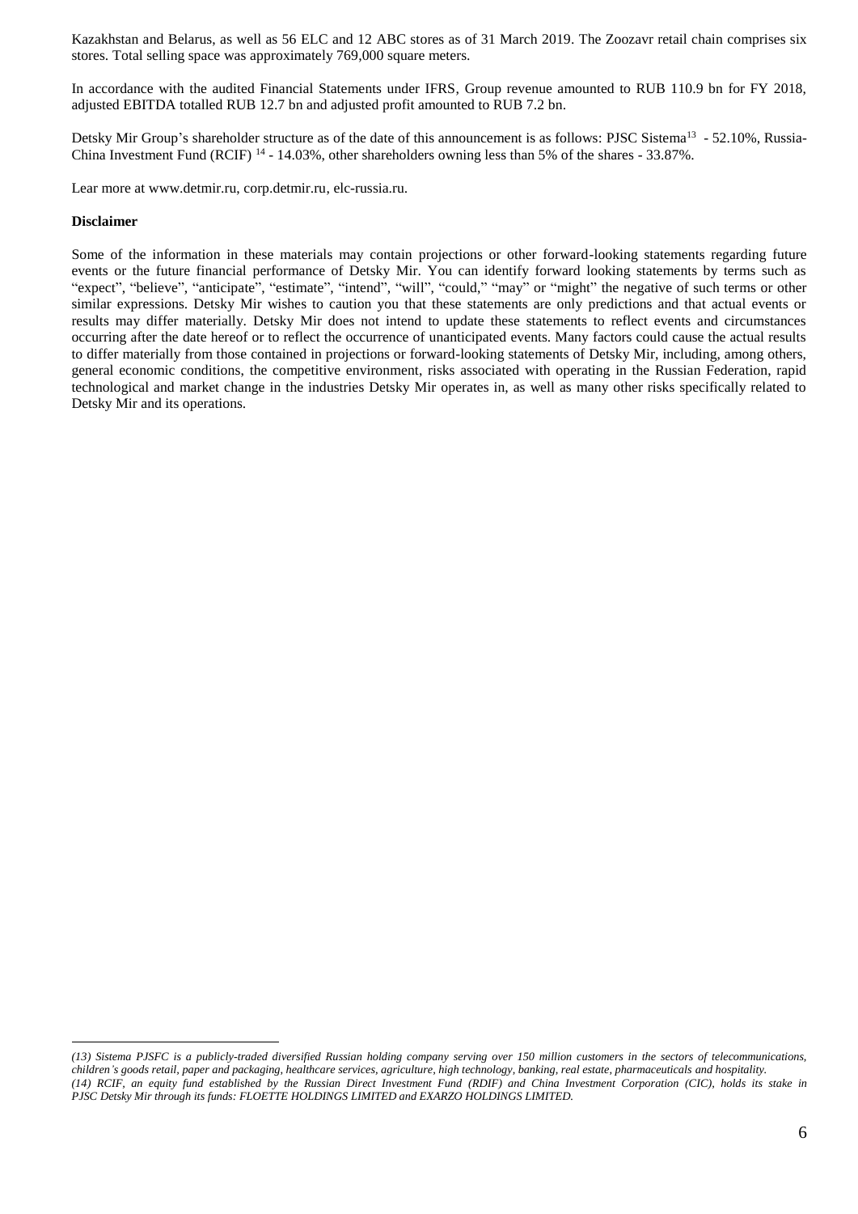Kazakhstan and Belarus, as well as 56 ELC and 12 ABC stores as of 31 March 2019. The Zoozavr retail chain comprises six stores. Total selling space was approximately 769,000 square meters.

In accordance with the audited Financial Statements under IFRS, Group revenue amounted to RUB 110.9 bn for FY 2018, adjusted EBITDA totalled RUB 12.7 bn and adjusted profit amounted to RUB 7.2 bn.

Detsky Mir Group's shareholder structure as of the date of this announcement is as follows: PJSC Sistema[13] - 52.10%, Russia-China Investment Fund (RCIF) [14] - 14.03%, other shareholders owning less than 5% of the shares - 33.87%.

Lear more at www.detmir.ru, corp.detmir.ru, elc-russia.ru.

**Disclaimer**

Some of the information in these materials may contain projections or other forward-looking statements regarding future events or the future financial performance of Detsky Mir. You can identify forward looking statements by terms such as "expect", "believe", "anticipate", "estimate", "intend", "will", "could," "may" or "might" the negative of such terms or other similar expressions. Detsky Mir wishes to caution you that these statements are only predictions and that actual events or results may differ materially. Detsky Mir does not intend to update these statements to reflect events and circumstances occurring after the date hereof or to reflect the occurrence of unanticipated events. Many factors could cause the actual results to differ materially from those contained in projections or forward-looking statements of Detsky Mir, including, among others, general economic conditions, the competitive environment, risks associated with operating in the Russian Federation, rapid technological and market change in the industries Detsky Mir operates in, as well as many other risks specifically related to Detsky Mir and its operations.

---

*(13) Sistema PJSFC is a publicly-traded diversified Russian holding company serving over 150 million customers in the sectors of telecommunications, children's goods retail, paper and packaging, healthcare services, agriculture, high technology, banking, real estate, pharmaceuticals and hospitality.*

*(14) RCIF, an equity fund established by the Russian Direct Investment Fund (RDIF) and China Investment Corporation (CIC), holds its stake in PJSC Detsky Mir through its funds: FLOETTE HOLDINGS LIMITED and EXARZO HOLDINGS LIMITED.*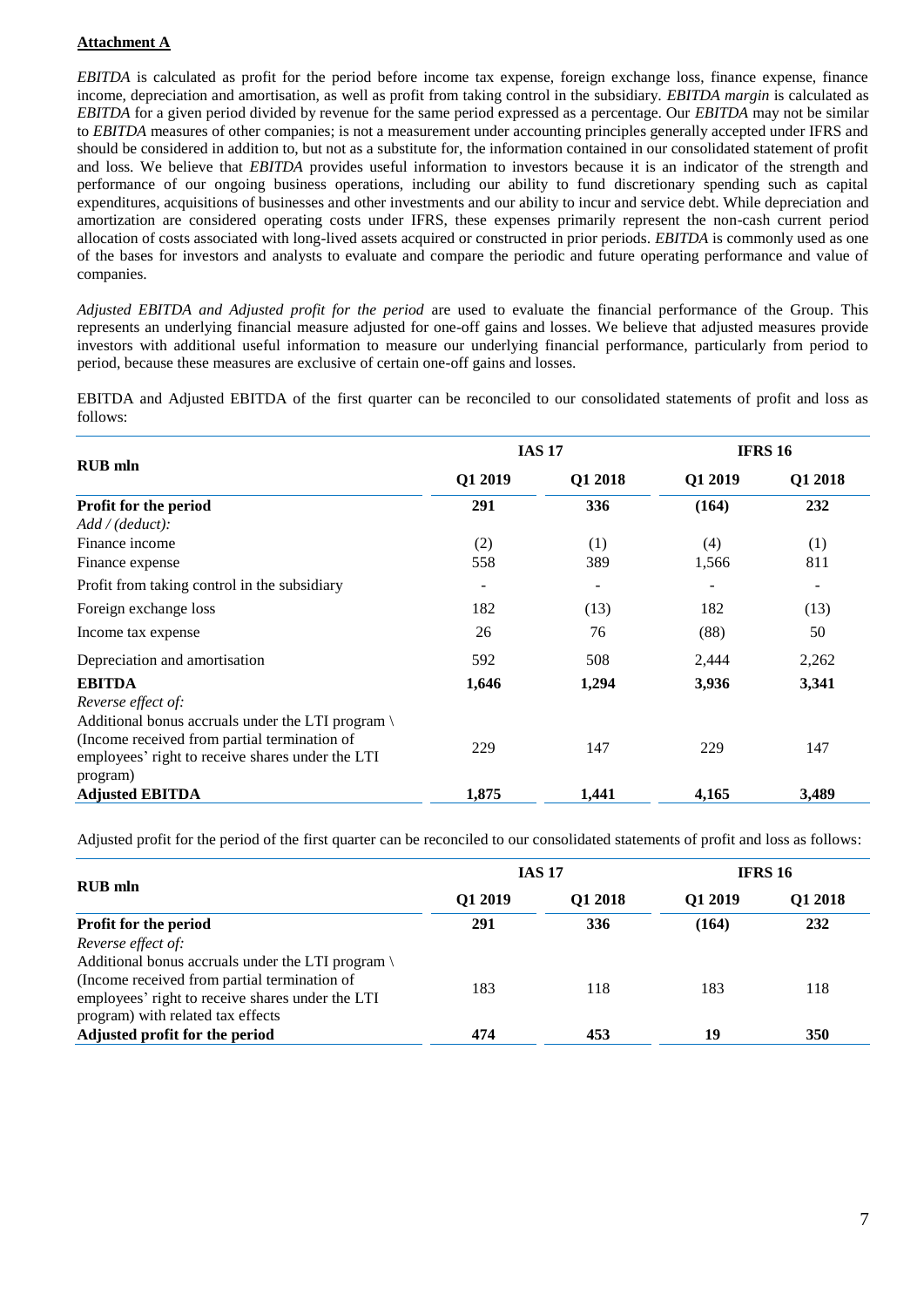**Attachment A**

*EBITDA* is calculated as profit for the period before income tax expense, foreign exchange loss, finance expense, finance income, depreciation and amortisation, as well as profit from taking control in the subsidiary. *EBITDA margin* is calculated as *EBITDA* for a given period divided by revenue for the same period expressed as a percentage. Our *EBITDA* may not be similar to *EBITDA* measures of other companies; is not a measurement under accounting principles generally accepted under IFRS and should be considered in addition to, but not as a substitute for, the information contained in our consolidated statement of profit and loss. We believe that *EBITDA* provides useful information to investors because it is an indicator of the strength and performance of our ongoing business operations, including our ability to fund discretionary spending such as capital expenditures, acquisitions of businesses and other investments and our ability to incur and service debt. While depreciation and amortization are considered operating costs under IFRS, these expenses primarily represent the non-cash current period allocation of costs associated with long-lived assets acquired or constructed in prior periods. *EBITDA* is commonly used as one of the bases for investors and analysts to evaluate and compare the periodic and future operating performance and value of companies.

*Adjusted EBITDA and Adjusted profit for the period* are used to evaluate the financial performance of the Group. This represents an underlying financial measure adjusted for one-off gains and losses. We believe that adjusted measures provide investors with additional useful information to measure our underlying financial performance, particularly from period to period, because these measures are exclusive of certain one-off gains and losses.

EBITDA and Adjusted EBITDA of the first quarter can be reconciled to our consolidated statements of profit and loss as follows:

| RUB mln | IAS 17 | | IFRS 16 | |
|---|---|---|---|---|
| | Q1 2019 | Q1 2018 | Q1 2019 | Q1 2018 |
| **Profit for the period** | **291** | **336** | **(164)** | **232** |
| *Add / (deduct):* | | | | |
| Finance income | (2) | (1) | (4) | (1) |
| Finance expense | 558 | 389 | 1,566 | 811 |
| Profit from taking control in the subsidiary | - | - | - | - |
| Foreign exchange loss | 182 | (13) | 182 | (13) |
| Income tax expense | 26 | 76 | (88) | 50 |
| Depreciation and amortisation | 592 | 508 | 2,444 | 2,262 |
| **EBITDA** | **1,646** | **1,294** | **3,936** | **3,341** |
| *Reverse effect of:* | | | | |
| Additional bonus accruals under the LTI program \ (Income received from partial termination of employees' right to receive shares under the LTI program) | 229 | 147 | 229 | 147 |
| **Adjusted EBITDA** | **1,875** | **1,441** | **4,165** | **3,489** |

Adjusted profit for the period of the first quarter can be reconciled to our consolidated statements of profit and loss as follows:

| RUB mln | IAS 17 | | IFRS 16 | |
|---|---|---|---|---|
| | Q1 2019 | Q1 2018 | Q1 2019 | Q1 2018 |
| **Profit for the period** | **291** | **336** | **(164)** | **232** |
| *Reverse effect of:* | | | | |
| Additional bonus accruals under the LTI program \ (Income received from partial termination of employees' right to receive shares under the LTI program) with related tax effects | 183 | 118 | 183 | 118 |
| **Adjusted profit for the period** | **474** | **453** | **19** | **350** |